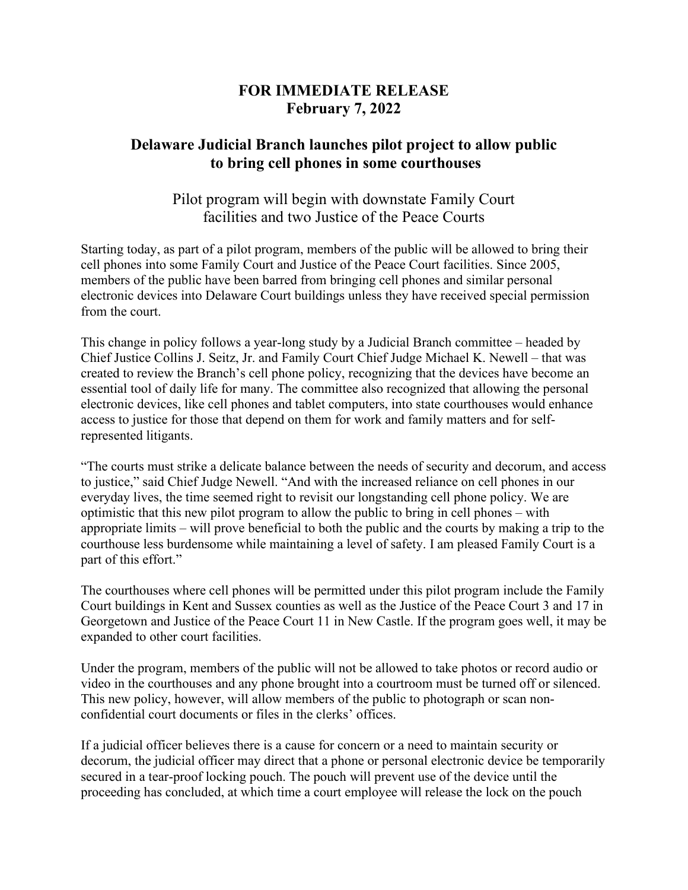**FOR IMMEDIATE RELEASE**
**February 7, 2022**

# Delaware Judicial Branch launches pilot project to allow public to bring cell phones in some courthouses

## Pilot program will begin with downstate Family Court facilities and two Justice of the Peace Courts

Starting today, as part of a pilot program, members of the public will be allowed to bring their cell phones into some Family Court and Justice of the Peace Court facilities. Since 2005, members of the public have been barred from bringing cell phones and similar personal electronic devices into Delaware Court buildings unless they have received special permission from the court.

This change in policy follows a year-long study by a Judicial Branch committee – headed by Chief Justice Collins J. Seitz, Jr. and Family Court Chief Judge Michael K. Newell – that was created to review the Branch's cell phone policy, recognizing that the devices have become an essential tool of daily life for many. The committee also recognized that allowing the personal electronic devices, like cell phones and tablet computers, into state courthouses would enhance access to justice for those that depend on them for work and family matters and for self-represented litigants.

"The courts must strike a delicate balance between the needs of security and decorum, and access to justice," said Chief Judge Newell. "And with the increased reliance on cell phones in our everyday lives, the time seemed right to revisit our longstanding cell phone policy. We are optimistic that this new pilot program to allow the public to bring in cell phones – with appropriate limits – will prove beneficial to both the public and the courts by making a trip to the courthouse less burdensome while maintaining a level of safety. I am pleased Family Court is a part of this effort."

The courthouses where cell phones will be permitted under this pilot program include the Family Court buildings in Kent and Sussex counties as well as the Justice of the Peace Court 3 and 17 in Georgetown and Justice of the Peace Court 11 in New Castle. If the program goes well, it may be expanded to other court facilities.

Under the program, members of the public will not be allowed to take photos or record audio or video in the courthouses and any phone brought into a courtroom must be turned off or silenced. This new policy, however, will allow members of the public to photograph or scan non-confidential court documents or files in the clerks' offices.

If a judicial officer believes there is a cause for concern or a need to maintain security or decorum, the judicial officer may direct that a phone or personal electronic device be temporarily secured in a tear-proof locking pouch. The pouch will prevent use of the device until the proceeding has concluded, at which time a court employee will release the lock on the pouch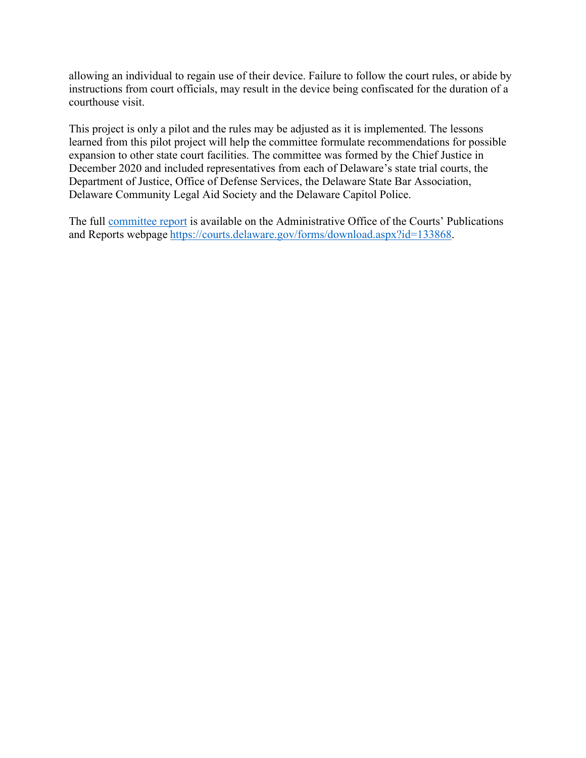allowing an individual to regain use of their device. Failure to follow the court rules, or abide by instructions from court officials, may result in the device being confiscated for the duration of a courthouse visit.

This project is only a pilot and the rules may be adjusted as it is implemented. The lessons learned from this pilot project will help the committee formulate recommendations for possible expansion to other state court facilities. The committee was formed by the Chief Justice in December 2020 and included representatives from each of Delaware's state trial courts, the Department of Justice, Office of Defense Services, the Delaware State Bar Association, Delaware Community Legal Aid Society and the Delaware Capitol Police.

The full [committee report](https://courts.delaware.gov/forms/download.aspx?id=133868) is available on the Administrative Office of the Courts' Publications and Reports webpage [https://courts.delaware.gov/forms/download.aspx?id=133868](https://courts.delaware.gov/forms/download.aspx?id=133868).